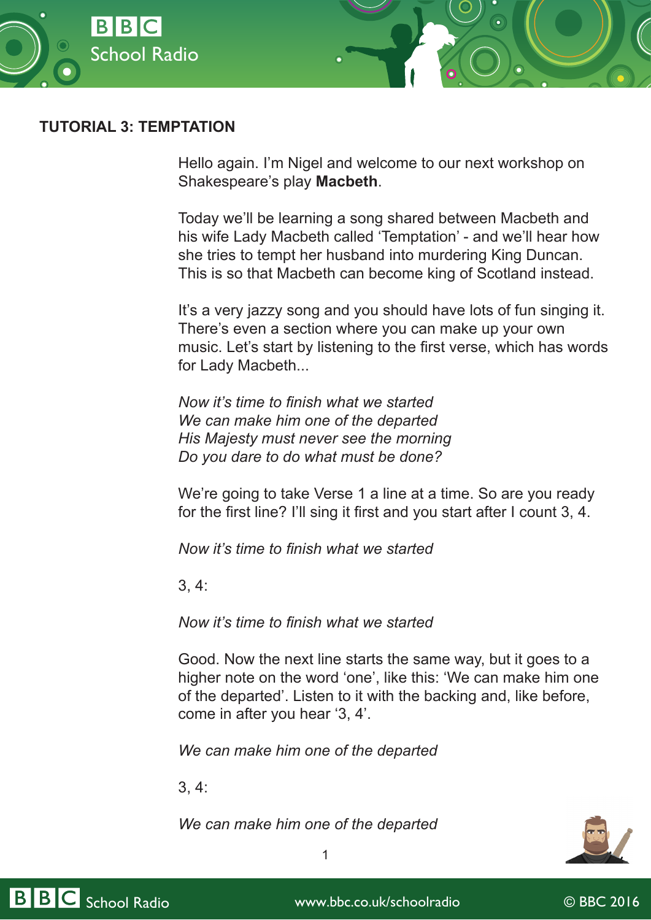## TUTORIAL 3: TEMPTATION

Hello again. I'm Nigel and welcome to our next workshop on Shakespeare's play **Macbeth**.

Today we'll be learning a song shared between Macbeth and his wife Lady Macbeth called 'Temptation' - and we'll hear how she tries to tempt her husband into murdering King Duncan. This is so that Macbeth can become king of Scotland instead.

It's a very jazzy song and you should have lots of fun singing it. There's even a section where you can make up your own music. Let's start by listening to the first verse, which has words for Lady Macbeth...

*Now it's time to finish what we started*
*We can make him one of the departed*
*His Majesty must never see the morning*
*Do you dare to do what must be done?*

We're going to take Verse 1 a line at a time. So are you ready for the first line? I'll sing it first and you start after I count 3, 4.

*Now it's time to finish what we started*

3, 4:

*Now it's time to finish what we started*

Good. Now the next line starts the same way, but it goes to a higher note on the word 'one', like this: 'We can make him one of the departed'. Listen to it with the backing and, like before, come in after you hear '3, 4'.

*We can make him one of the departed*

3, 4:

*We can make him one of the departed*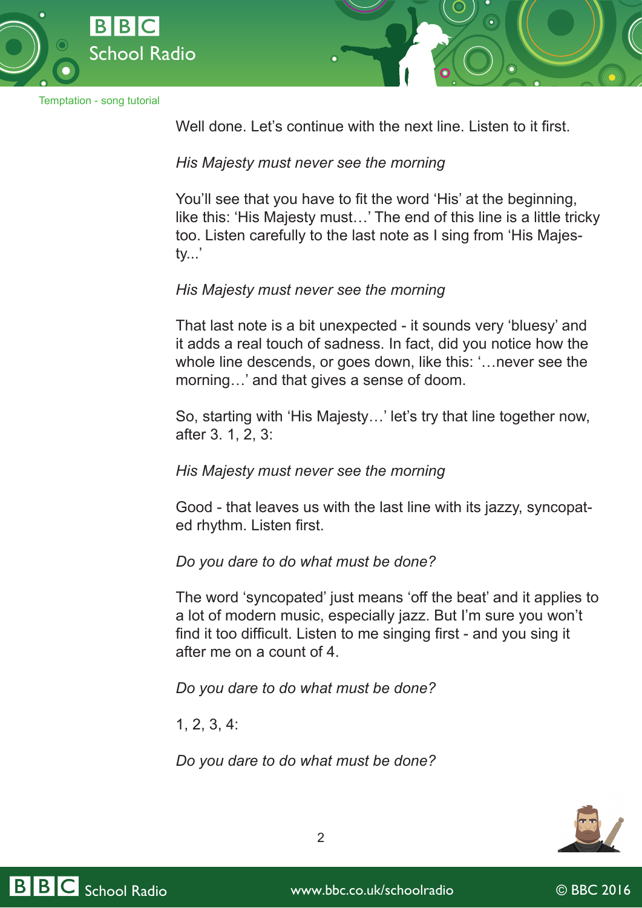Well done. Let's continue with the next line. Listen to it first.

*His Majesty must never see the morning*

You'll see that you have to fit the word 'His' at the beginning, like this: 'His Majesty must…' The end of this line is a little tricky too. Listen carefully to the last note as I sing from 'His Majesty...'

*His Majesty must never see the morning*

That last note is a bit unexpected - it sounds very 'bluesy' and it adds a real touch of sadness. In fact, did you notice how the whole line descends, or goes down, like this: '…never see the morning…' and that gives a sense of doom.

So, starting with 'His Majesty…' let's try that line together now, after 3. 1, 2, 3:

*His Majesty must never see the morning*

Good - that leaves us with the last line with its jazzy, syncopated rhythm. Listen first.

*Do you dare to do what must be done?*

The word 'syncopated' just means 'off the beat' and it applies to a lot of modern music, especially jazz. But I'm sure you won't find it too difficult. Listen to me singing first - and you sing it after me on a count of 4.

*Do you dare to do what must be done?*

1, 2, 3, 4:

*Do you dare to do what must be done?*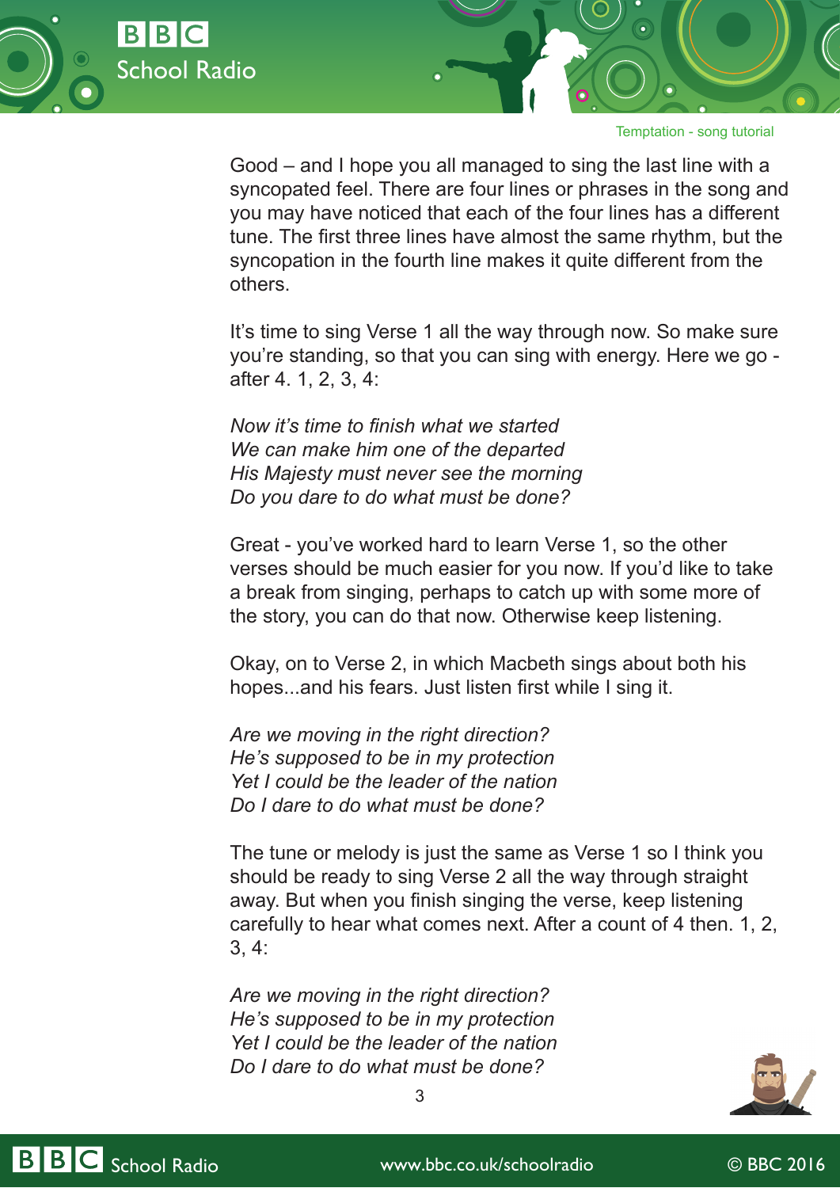Good – and I hope you all managed to sing the last line with a syncopated feel. There are four lines or phrases in the song and you may have noticed that each of the four lines has a different tune. The first three lines have almost the same rhythm, but the syncopation in the fourth line makes it quite different from the others.

It's time to sing Verse 1 all the way through now. So make sure you're standing, so that you can sing with energy. Here we go - after 4. 1, 2, 3, 4:

*Now it's time to finish what we started*
*We can make him one of the departed*
*His Majesty must never see the morning*
*Do you dare to do what must be done?*

Great - you've worked hard to learn Verse 1, so the other verses should be much easier for you now. If you'd like to take a break from singing, perhaps to catch up with some more of the story, you can do that now. Otherwise keep listening.

Okay, on to Verse 2, in which Macbeth sings about both his hopes...and his fears. Just listen first while I sing it.

*Are we moving in the right direction?*
*He's supposed to be in my protection*
*Yet I could be the leader of the nation*
*Do I dare to do what must be done?*

The tune or melody is just the same as Verse 1 so I think you should be ready to sing Verse 2 all the way through straight away. But when you finish singing the verse, keep listening carefully to hear what comes next. After a count of 4 then. 1, 2, 3, 4:

*Are we moving in the right direction?*
*He's supposed to be in my protection*
*Yet I could be the leader of the nation*
*Do I dare to do what must be done?*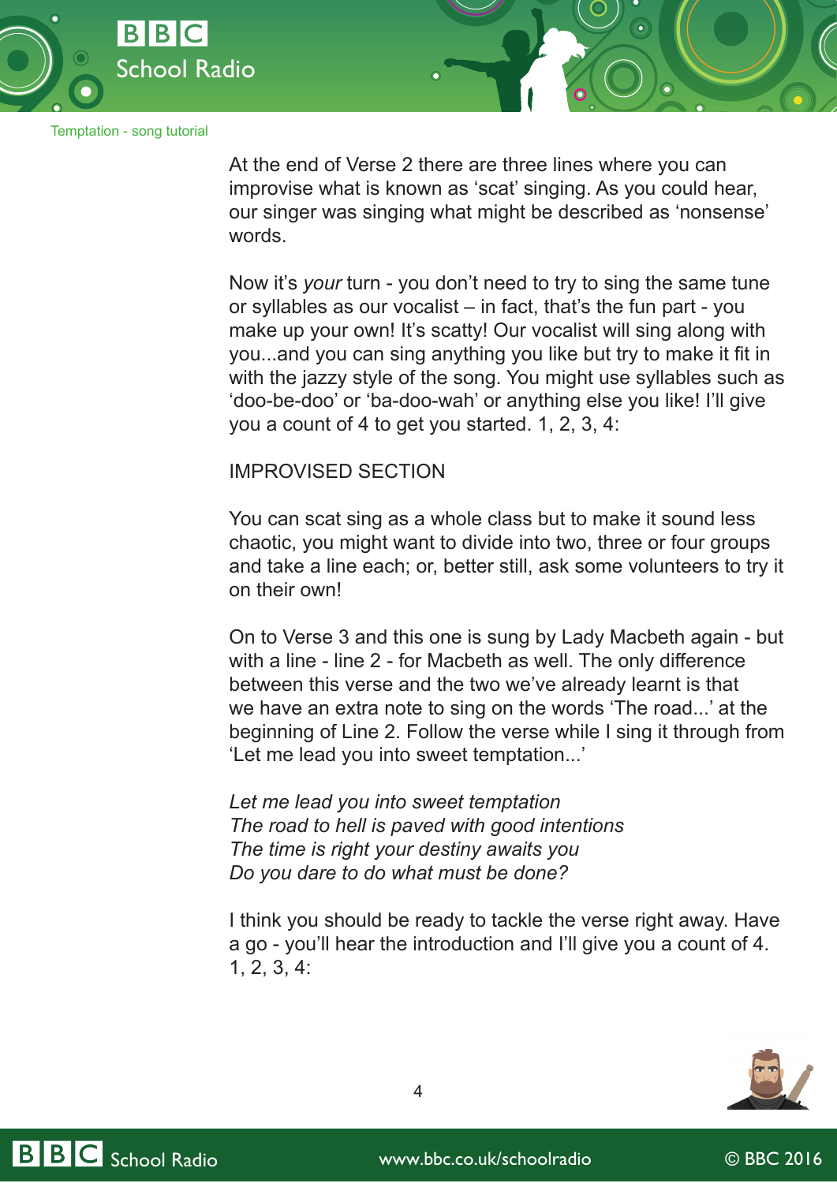At the end of Verse 2 there are three lines where you can improvise what is known as 'scat' singing. As you could hear, our singer was singing what might be described as 'nonsense' words.

Now it's *your* turn - you don't need to try to sing the same tune or syllables as our vocalist – in fact, that's the fun part - you make up your own! It's scatty! Our vocalist will sing along with you...and you can sing anything you like but try to make it fit in with the jazzy style of the song. You might use syllables such as 'doo-be-doo' or 'ba-doo-wah' or anything else you like! I'll give you a count of 4 to get you started. 1, 2, 3, 4:

IMPROVISED SECTION

You can scat sing as a whole class but to make it sound less chaotic, you might want to divide into two, three or four groups and take a line each; or, better still, ask some volunteers to try it on their own!

On to Verse 3 and this one is sung by Lady Macbeth again - but with a line - line 2 - for Macbeth as well. The only difference between this verse and the two we've already learnt is that we have an extra note to sing on the words 'The road...' at the beginning of Line 2. Follow the verse while I sing it through from 'Let me lead you into sweet temptation...'

*Let me lead you into sweet temptation*
*The road to hell is paved with good intentions*
*The time is right your destiny awaits you*
*Do you dare to do what must be done?*

I think you should be ready to tackle the verse right away. Have a go - you'll hear the introduction and I'll give you a count of 4. 1, 2, 3, 4: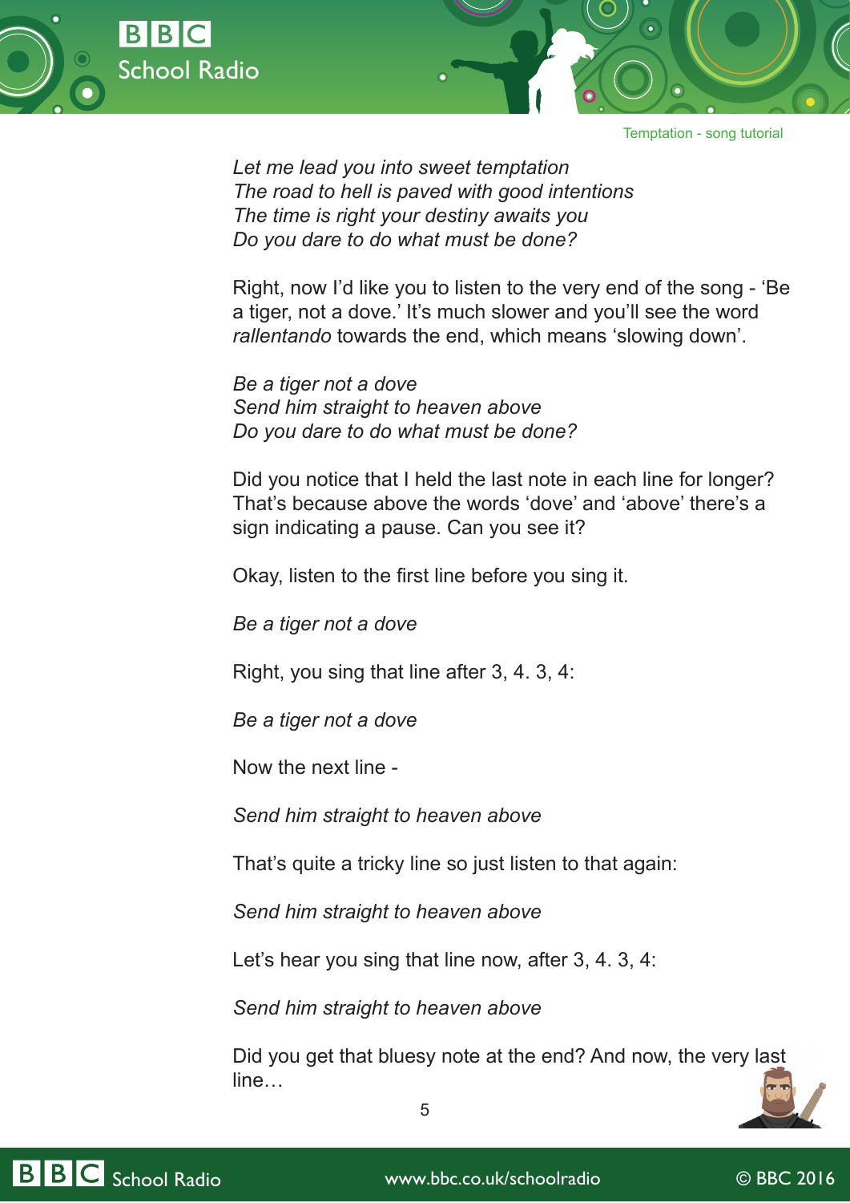*Let me lead you into sweet temptation*
*The road to hell is paved with good intentions*
*The time is right your destiny awaits you*
*Do you dare to do what must be done?*

Right, now I'd like you to listen to the very end of the song - 'Be a tiger, not a dove.' It's much slower and you'll see the word *rallentando* towards the end, which means 'slowing down'.

*Be a tiger not a dove*
*Send him straight to heaven above*
*Do you dare to do what must be done?*

Did you notice that I held the last note in each line for longer? That's because above the words 'dove' and 'above' there's a sign indicating a pause. Can you see it?

Okay, listen to the first line before you sing it.

*Be a tiger not a dove*

Right, you sing that line after 3, 4. 3, 4:

*Be a tiger not a dove*

Now the next line -

*Send him straight to heaven above*

That's quite a tricky line so just listen to that again:

*Send him straight to heaven above*

Let's hear you sing that line now, after 3, 4. 3, 4:

*Send him straight to heaven above*

Did you get that bluesy note at the end? And now, the very last line…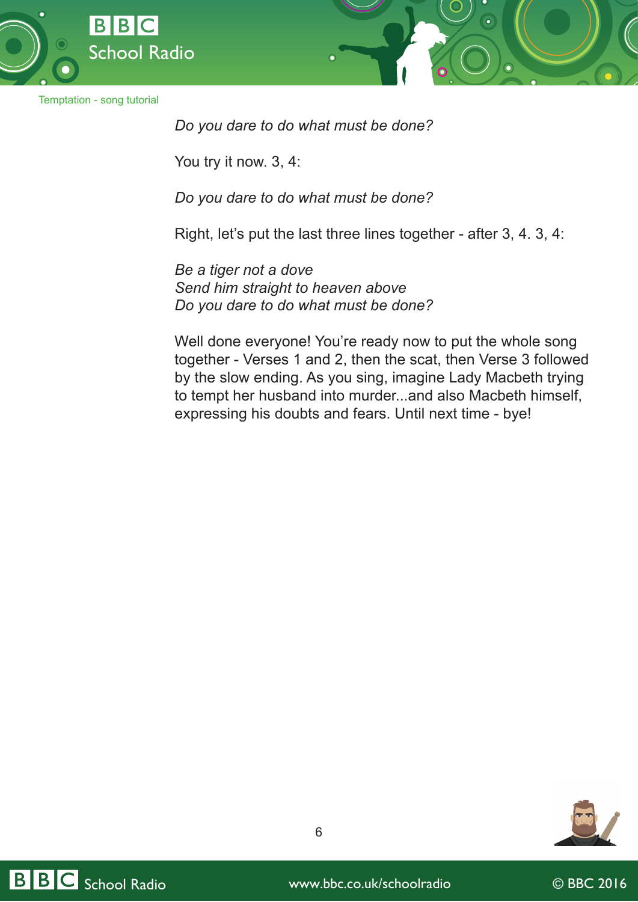*Do you dare to do what must be done?*

You try it now. 3, 4:

*Do you dare to do what must be done?*

Right, let's put the last three lines together - after 3, 4. 3, 4:

*Be a tiger not a dove*
*Send him straight to heaven above*
*Do you dare to do what must be done?*

Well done everyone! You're ready now to put the whole song together - Verses 1 and 2, then the scat, then Verse 3 followed by the slow ending. As you sing, imagine Lady Macbeth trying to tempt her husband into murder...and also Macbeth himself, expressing his doubts and fears. Until next time - bye!